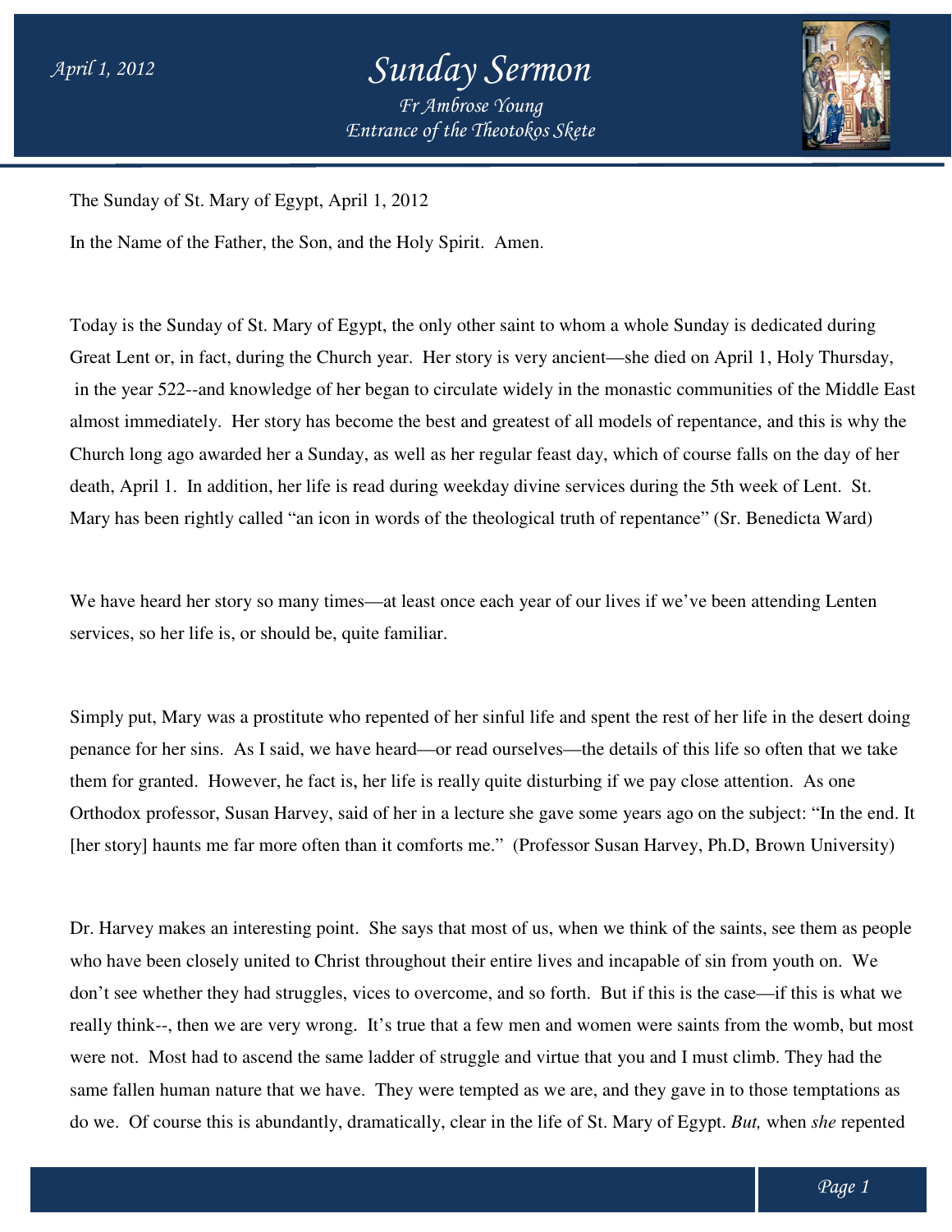The Sunday of St. Mary of Egypt, April 1, 2012

In the Name of the Father, the Son, and the Holy Spirit. Amen.

Today is the Sunday of St. Mary of Egypt, the only other saint to whom a whole Sunday is dedicated during Great Lent or, in fact, during the Church year. Her story is very ancient—she died on April 1, Holy Thursday, in the year 522--and knowledge of her began to circulate widely in the monastic communities of the Middle East almost immediately. Her story has become the best and greatest of all models of repentance, and this is why the Church long ago awarded her a Sunday, as well as her regular feast day, which of course falls on the day of her death, April 1. In addition, her life is read during weekday divine services during the 5th week of Lent. St. Mary has been rightly called "an icon in words of the theological truth of repentance" (Sr. Benedicta Ward)

We have heard her story so many times—at least once each year of our lives if we've been attending Lenten services, so her life is, or should be, quite familiar.

Simply put, Mary was a prostitute who repented of her sinful life and spent the rest of her life in the desert doing penance for her sins. As I said, we have heard—or read ourselves—the details of this life so often that we take them for granted. However, he fact is, her life is really quite disturbing if we pay close attention. As one Orthodox professor, Susan Harvey, said of her in a lecture she gave some years ago on the subject: "In the end. It [her story] haunts me far more often than it comforts me." (Professor Susan Harvey, Ph.D, Brown University)

Dr. Harvey makes an interesting point. She says that most of us, when we think of the saints, see them as people who have been closely united to Christ throughout their entire lives and incapable of sin from youth on. We don't see whether they had struggles, vices to overcome, and so forth. But if this is the case—if this is what we really think--, then we are very wrong. It's true that a few men and women were saints from the womb, but most were not. Most had to ascend the same ladder of struggle and virtue that you and I must climb. They had the same fallen human nature that we have. They were tempted as we are, and they gave in to those temptations as do we. Of course this is abundantly, dramatically, clear in the life of St. Mary of Egypt. *But,* when *she* repented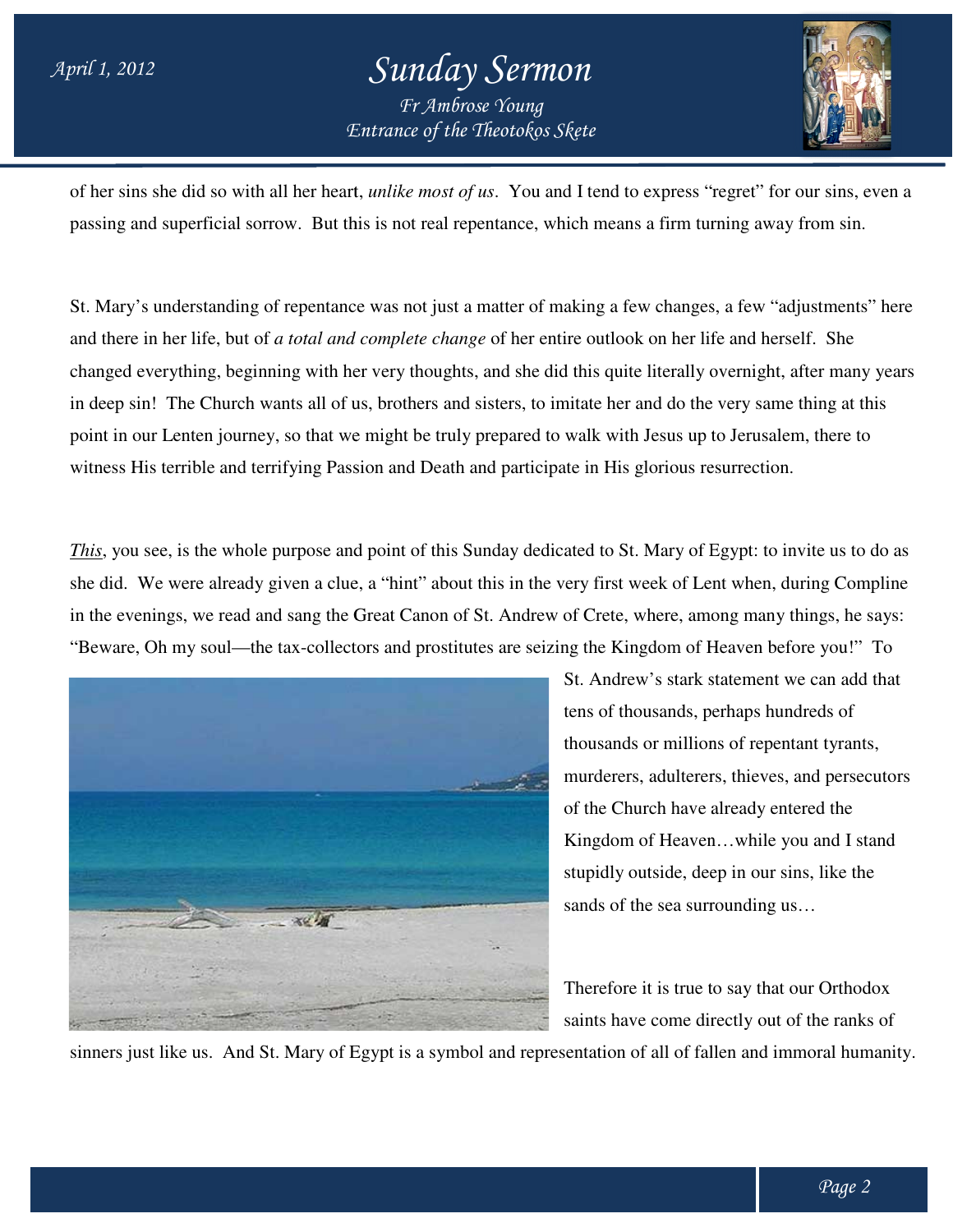of her sins she did so with all her heart, *unlike most of us*. You and I tend to express "regret" for our sins, even a passing and superficial sorrow. But this is not real repentance, which means a firm turning away from sin.

St. Mary's understanding of repentance was not just a matter of making a few changes, a few "adjustments" here and there in her life, but of *a total and complete change* of her entire outlook on her life and herself. She changed everything, beginning with her very thoughts, and she did this quite literally overnight, after many years in deep sin! The Church wants all of us, brothers and sisters, to imitate her and do the very same thing at this point in our Lenten journey, so that we might be truly prepared to walk with Jesus up to Jerusalem, there to witness His terrible and terrifying Passion and Death and participate in His glorious resurrection.

*This*, you see, is the whole purpose and point of this Sunday dedicated to St. Mary of Egypt: to invite us to do as she did. We were already given a clue, a "hint" about this in the very first week of Lent when, during Compline in the evenings, we read and sang the Great Canon of St. Andrew of Crete, where, among many things, he says: "Beware, Oh my soul—the tax-collectors and prostitutes are seizing the Kingdom of Heaven before you!" To St. Andrew's stark statement we can add that tens of thousands, perhaps hundreds of thousands or millions of repentant tyrants, murderers, adulterers, thieves, and persecutors of the Church have already entered the Kingdom of Heaven…while you and I stand stupidly outside, deep in our sins, like the sands of the sea surrounding us…

Therefore it is true to say that our Orthodox saints have come directly out of the ranks of sinners just like us. And St. Mary of Egypt is a symbol and representation of all of fallen and immoral humanity.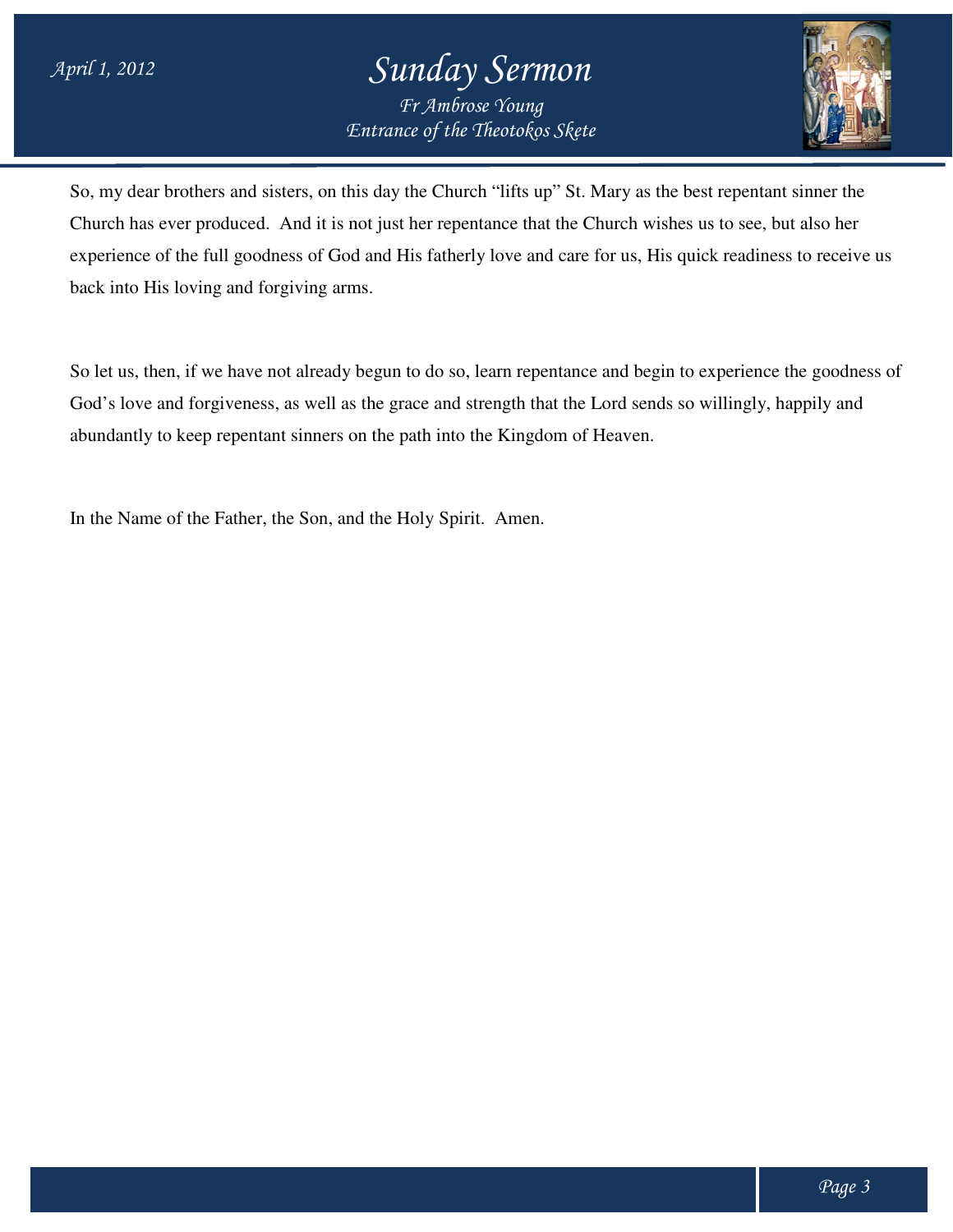So, my dear brothers and sisters, on this day the Church "lifts up" St. Mary as the best repentant sinner the Church has ever produced. And it is not just her repentance that the Church wishes us to see, but also her experience of the full goodness of God and His fatherly love and care for us, His quick readiness to receive us back into His loving and forgiving arms.

So let us, then, if we have not already begun to do so, learn repentance and begin to experience the goodness of God's love and forgiveness, as well as the grace and strength that the Lord sends so willingly, happily and abundantly to keep repentant sinners on the path into the Kingdom of Heaven.

In the Name of the Father, the Son, and the Holy Spirit. Amen.